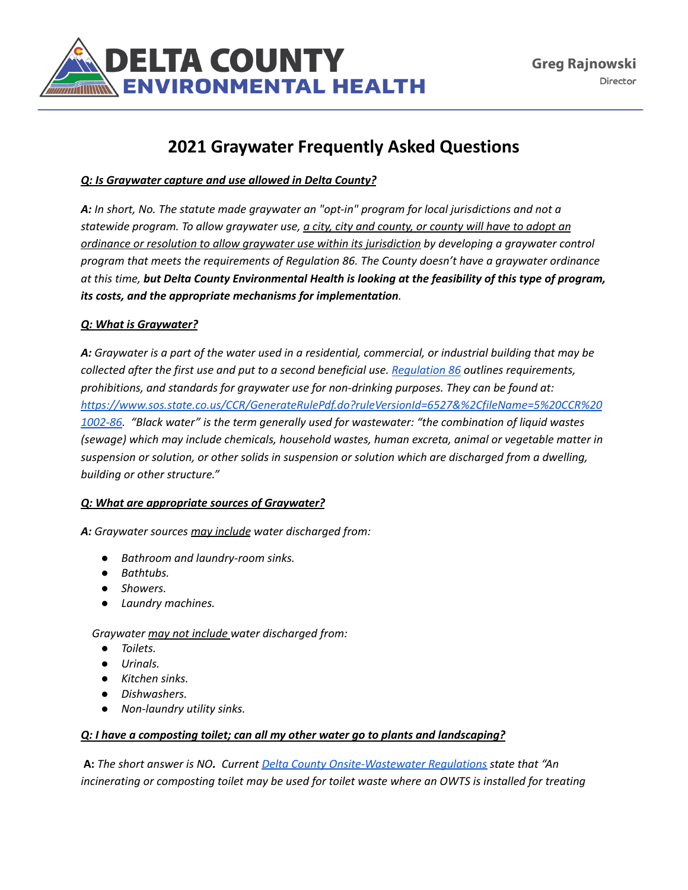**DELTA COUNTY**
**ENVIRONMENTAL HEALTH**

**Greg Rajnowski**
Director

# 2021 Graywater Frequently Asked Questions

***Q: Is Graywater capture and use allowed in Delta County?***

***A:*** *In short, No. The statute made graywater an "opt-in" program for local jurisdictions and not a statewide program. To allow graywater use, a city, city and county, or county will have to adopt an ordinance or resolution to allow graywater use within its jurisdiction by developing a graywater control program that meets the requirements of Regulation 86. The County doesn't have a graywater ordinance at this time, **but Delta County Environmental Health is looking at the feasibility of this type of program, its costs, and the appropriate mechanisms for implementation**.*

***Q: What is Graywater?***

***A:*** *Graywater is a part of the water used in a residential, commercial, or industrial building that may be collected after the first use and put to a second beneficial use. Regulation 86 outlines requirements, prohibitions, and standards for graywater use for non-drinking purposes. They can be found at: https://www.sos.state.co.us/CCR/GenerateRulePdf.do?ruleVersionId=6527&%2CfileName=5%20CCR%201002-86. "Black water" is the term generally used for wastewater: "the combination of liquid wastes (sewage) which may include chemicals, household wastes, human excreta, animal or vegetable matter in suspension or solution, or other solids in suspension or solution which are discharged from a dwelling, building or other structure."*

***Q: What are appropriate sources of Graywater?***

***A:*** *Graywater sources may include water discharged from:*

- *Bathroom and laundry-room sinks.*
- *Bathtubs.*
- *Showers.*
- *Laundry machines.*

*Graywater may not include water discharged from:*

- *Toilets.*
- *Urinals.*
- *Kitchen sinks.*
- *Dishwashers.*
- *Non-laundry utility sinks.*

***Q: I have a composting toilet; can all my other water go to plants and landscaping?***

**A:** *The short answer is NO.* ***.*** *Current Delta County Onsite-Wastewater Regulations state that "An incinerating or composting toilet may be used for toilet waste where an OWTS is installed for treating*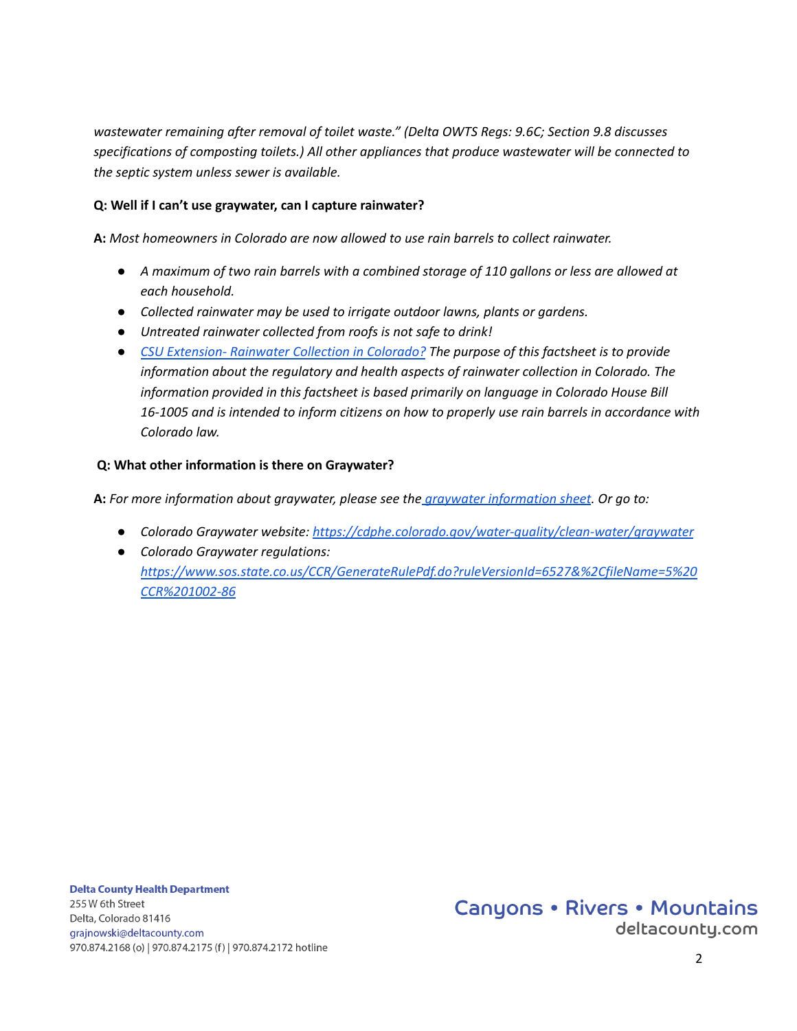*wastewater remaining after removal of toilet waste." (Delta OWTS Regs: 9.6C; Section 9.8 discusses specifications of composting toilets.) All other appliances that produce wastewater will be connected to the septic system unless sewer is available.*

**Q: Well if I can't use graywater, can I capture rainwater?**

**A:** *Most homeowners in Colorado are now allowed to use rain barrels to collect rainwater.*

- *A maximum of two rain barrels with a combined storage of 110 gallons or less are allowed at each household.*
- *Collected rainwater may be used to irrigate outdoor lawns, plants or gardens.*
- *Untreated rainwater collected from roofs is not safe to drink!*
- *[CSU Extension- Rainwater Collection in Colorado?](#) The purpose of this factsheet is to provide information about the regulatory and health aspects of rainwater collection in Colorado. The information provided in this factsheet is based primarily on language in Colorado House Bill 16-1005 and is intended to inform citizens on how to properly use rain barrels in accordance with Colorado law.*

**Q: What other information is there on Graywater?**

**A:** *For more information about graywater, please see the [graywater information sheet](#). Or go to:*

- *Colorado Graywater website: [https://cdphe.colorado.gov/water-quality/clean-water/graywater](https://cdphe.colorado.gov/water-quality/clean-water/graywater)*
- *Colorado Graywater regulations: [https://www.sos.state.co.us/CCR/GenerateRulePdf.do?ruleVersionId=6527&%2CfileName=5%20CCR%201002-86](https://www.sos.state.co.us/CCR/GenerateRulePdf.do?ruleVersionId=6527&%2CfileName=5%20CCR%201002-86)*

**Delta County Health Department**
255 W 6th Street
Delta, Colorado 81416
grajnowski@deltacounty.com
970.874.2168 (o) | 970.874.2175 (f) | 970.874.2172 hotline

Canyons • Rivers • Mountains
deltacounty.com